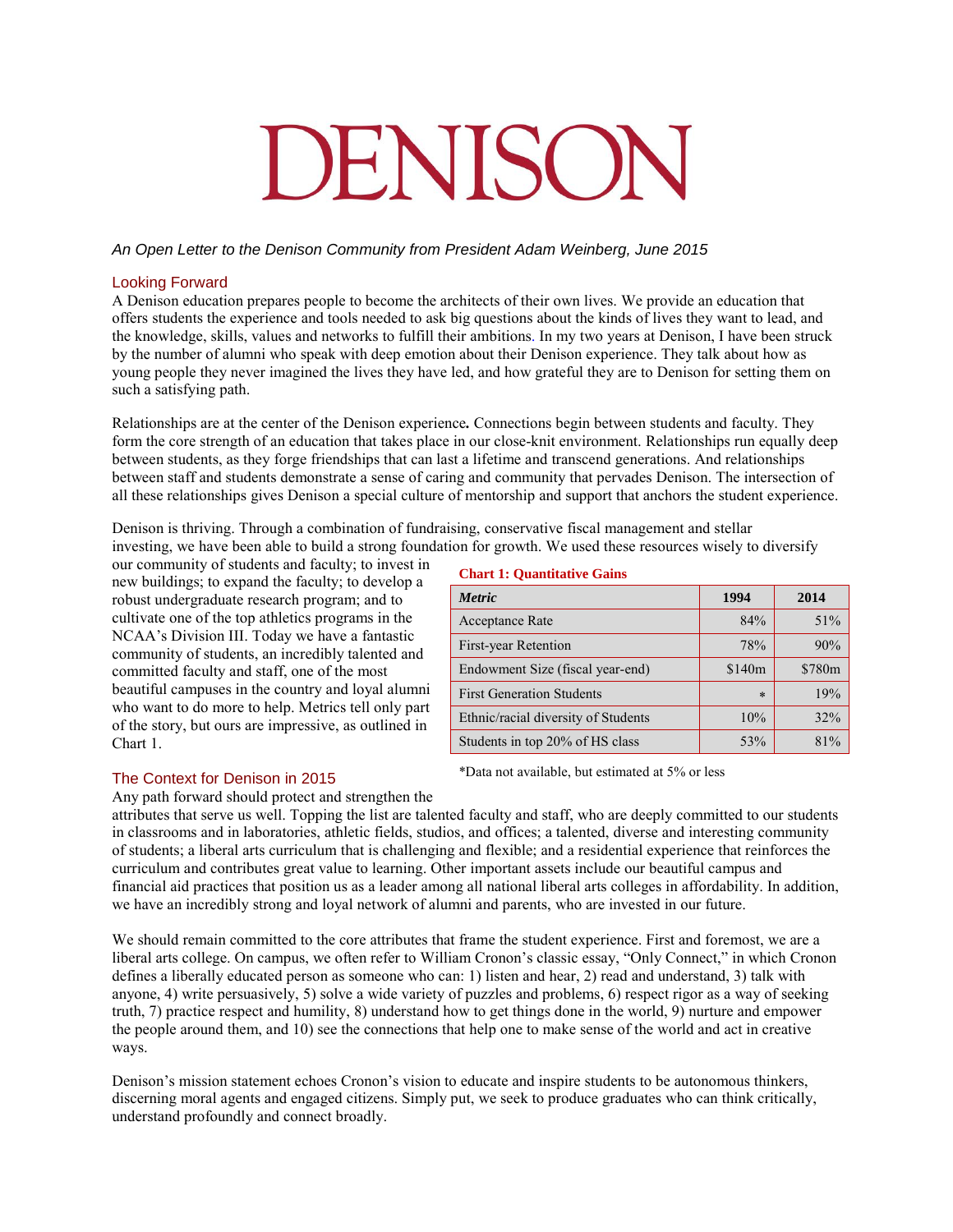// DENISON

*An Open Letter to the Denison Community from President Adam Weinberg, June 2015*

## Looking Forward

A Denison education prepares people to become the architects of their own lives. We provide an education that offers students the experience and tools needed to ask big questions about the kinds of lives they want to lead, and the knowledge, skills, values and networks to fulfill their ambitions. In my two years at Denison, I have been struck by the number of alumni who speak with deep emotion about their Denison experience. They talk about how as young people they never imagined the lives they have led, and how grateful they are to Denison for setting them on such a satisfying path.

Relationships are at the center of the Denison experience**.** Connections begin between students and faculty. They form the core strength of an education that takes place in our close-knit environment. Relationships run equally deep between students, as they forge friendships that can last a lifetime and transcend generations. And relationships between staff and students demonstrate a sense of caring and community that pervades Denison. The intersection of all these relationships gives Denison a special culture of mentorship and support that anchors the student experience.

Denison is thriving. Through a combination of fundraising, conservative fiscal management and stellar investing, we have been able to build a strong foundation for growth. We used these resources wisely to diversify our community of students and faculty; to invest in new buildings; to expand the faculty; to develop a robust undergraduate research program; and to cultivate one of the top athletics programs in the NCAA's Division III. Today we have a fantastic community of students, an incredibly talented and committed faculty and staff, one of the most beautiful campuses in the country and loyal alumni who want to do more to help. Metrics tell only part of the story, but ours are impressive, as outlined in Chart 1.

**Chart 1: Quantitative Gains**

| *Metric* | 1994 | 2014 |
|---|---|---|
| Acceptance Rate | 84% | 51% |
| First-year Retention | 78% | 90% |
| Endowment Size (fiscal year-end) | $140m | $780m |
| First Generation Students | * | 19% |
| Ethnic/racial diversity of Students | 10% | 32% |
| Students in top 20% of HS class | 53% | 81% |

*Data not available, but estimated at 5% or less

## The Context for Denison in 2015

Any path forward should protect and strengthen the attributes that serve us well. Topping the list are talented faculty and staff, who are deeply committed to our students in classrooms and in laboratories, athletic fields, studios, and offices; a talented, diverse and interesting community of students; a liberal arts curriculum that is challenging and flexible; and a residential experience that reinforces the curriculum and contributes great value to learning. Other important assets include our beautiful campus and financial aid practices that position us as a leader among all national liberal arts colleges in affordability. In addition, we have an incredibly strong and loyal network of alumni and parents, who are invested in our future.

We should remain committed to the core attributes that frame the student experience. First and foremost, we are a liberal arts college. On campus, we often refer to William Cronon's classic essay, "Only Connect," in which Cronon defines a liberally educated person as someone who can: 1) listen and hear, 2) read and understand, 3) talk with anyone, 4) write persuasively, 5) solve a wide variety of puzzles and problems, 6) respect rigor as a way of seeking truth, 7) practice respect and humility, 8) understand how to get things done in the world, 9) nurture and empower the people around them, and 10) see the connections that help one to make sense of the world and act in creative ways.

Denison's mission statement echoes Cronon's vision to educate and inspire students to be autonomous thinkers, discerning moral agents and engaged citizens. Simply put, we seek to produce graduates who can think critically, understand profoundly and connect broadly.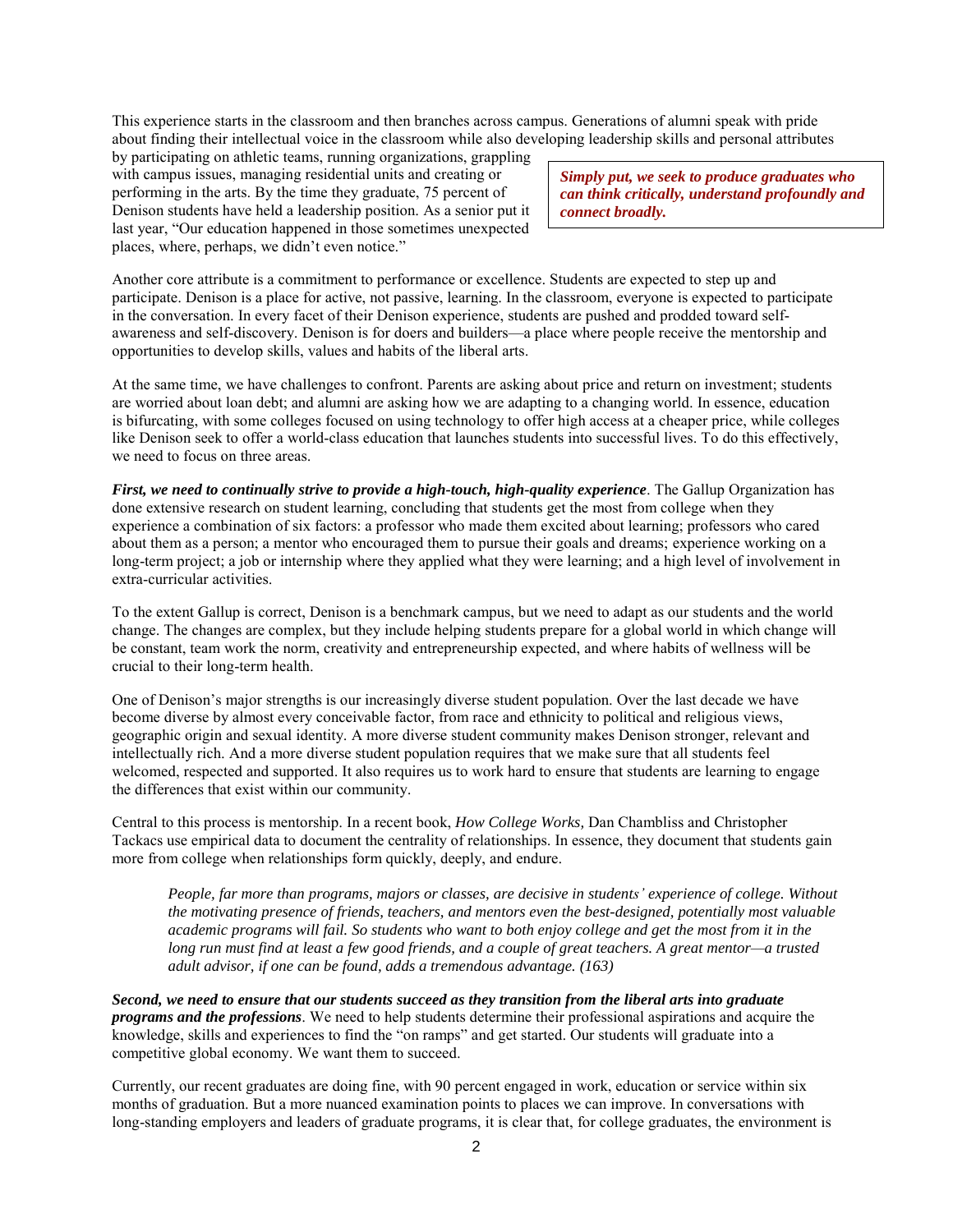This experience starts in the classroom and then branches across campus. Generations of alumni speak with pride about finding their intellectual voice in the classroom while also developing leadership skills and personal attributes by participating on athletic teams, running organizations, grappling with campus issues, managing residential units and creating or performing in the arts. By the time they graduate, 75 percent of Denison students have held a leadership position. As a senior put it last year, "Our education happened in those sometimes unexpected places, where, perhaps, we didn't even notice."

> ***Simply put, we seek to produce graduates who can think critically, understand profoundly and connect broadly.***

Another core attribute is a commitment to performance or excellence. Students are expected to step up and participate. Denison is a place for active, not passive, learning. In the classroom, everyone is expected to participate in the conversation. In every facet of their Denison experience, students are pushed and prodded toward self-awareness and self-discovery. Denison is for doers and builders—a place where people receive the mentorship and opportunities to develop skills, values and habits of the liberal arts.

At the same time, we have challenges to confront. Parents are asking about price and return on investment; students are worried about loan debt; and alumni are asking how we are adapting to a changing world. In essence, education is bifurcating, with some colleges focused on using technology to offer high access at a cheaper price, while colleges like Denison seek to offer a world-class education that launches students into successful lives. To do this effectively, we need to focus on three areas.

***First, we need to continually strive to provide a high-touch, high-quality experience***. The Gallup Organization has done extensive research on student learning, concluding that students get the most from college when they experience a combination of six factors: a professor who made them excited about learning; professors who cared about them as a person; a mentor who encouraged them to pursue their goals and dreams; experience working on a long-term project; a job or internship where they applied what they were learning; and a high level of involvement in extra-curricular activities.

To the extent Gallup is correct, Denison is a benchmark campus, but we need to adapt as our students and the world change. The changes are complex, but they include helping students prepare for a global world in which change will be constant, team work the norm, creativity and entrepreneurship expected, and where habits of wellness will be crucial to their long-term health.

One of Denison's major strengths is our increasingly diverse student population. Over the last decade we have become diverse by almost every conceivable factor, from race and ethnicity to political and religious views, geographic origin and sexual identity. A more diverse student community makes Denison stronger, relevant and intellectually rich. And a more diverse student population requires that we make sure that all students feel welcomed, respected and supported. It also requires us to work hard to ensure that students are learning to engage the differences that exist within our community.

Central to this process is mentorship. In a recent book, *How College Works,* Dan Chambliss and Christopher Tackacs use empirical data to document the centrality of relationships. In essence, they document that students gain more from college when relationships form quickly, deeply, and endure.

> *People, far more than programs, majors or classes, are decisive in students' experience of college. Without the motivating presence of friends, teachers, and mentors even the best-designed, potentially most valuable academic programs will fail. So students who want to both enjoy college and get the most from it in the long run must find at least a few good friends, and a couple of great teachers. A great mentor—a trusted adult advisor, if one can be found, adds a tremendous advantage. (163)*

***Second, we need to ensure that our students succeed as they transition from the liberal arts into graduate programs and the professions***. We need to help students determine their professional aspirations and acquire the knowledge, skills and experiences to find the "on ramps" and get started. Our students will graduate into a competitive global economy. We want them to succeed.

Currently, our recent graduates are doing fine, with 90 percent engaged in work, education or service within six months of graduation. But a more nuanced examination points to places we can improve. In conversations with long-standing employers and leaders of graduate programs, it is clear that, for college graduates, the environment is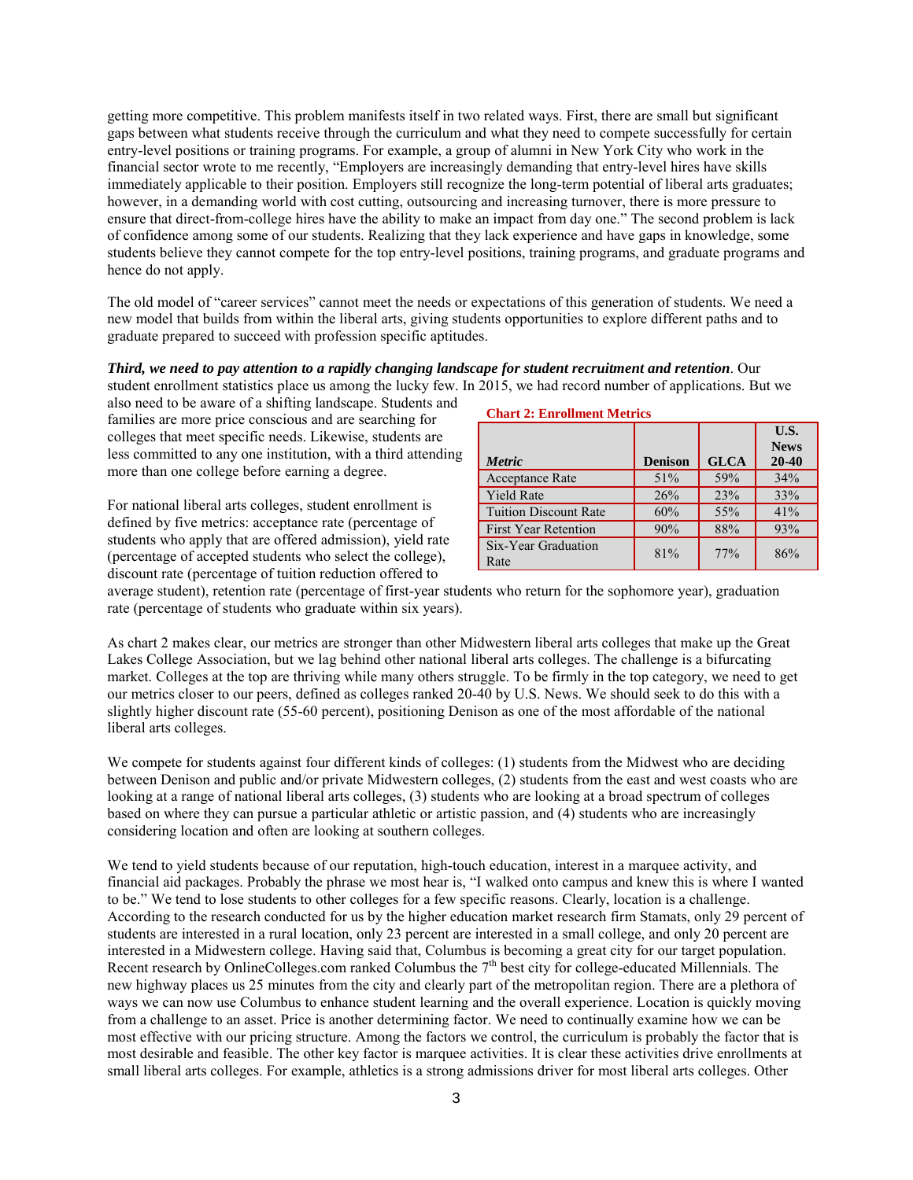getting more competitive. This problem manifests itself in two related ways. First, there are small but significant gaps between what students receive through the curriculum and what they need to compete successfully for certain entry-level positions or training programs. For example, a group of alumni in New York City who work in the financial sector wrote to me recently, "Employers are increasingly demanding that entry-level hires have skills immediately applicable to their position. Employers still recognize the long-term potential of liberal arts graduates; however, in a demanding world with cost cutting, outsourcing and increasing turnover, there is more pressure to ensure that direct-from-college hires have the ability to make an impact from day one." The second problem is lack of confidence among some of our students. Realizing that they lack experience and have gaps in knowledge, some students believe they cannot compete for the top entry-level positions, training programs, and graduate programs and hence do not apply.

The old model of "career services" cannot meet the needs or expectations of this generation of students. We need a new model that builds from within the liberal arts, giving students opportunities to explore different paths and to graduate prepared to succeed with profession specific aptitudes.

***Third, we need to pay attention to a rapidly changing landscape for student recruitment and retention***. Our student enrollment statistics place us among the lucky few. In 2015, we had record number of applications. But we also need to be aware of a shifting landscape. Students and families are more price conscious and are searching for colleges that meet specific needs. Likewise, students are less committed to any one institution, with a third attending more than one college before earning a degree.

For national liberal arts colleges, student enrollment is defined by five metrics: acceptance rate (percentage of students who apply that are offered admission), yield rate (percentage of accepted students who select the college), discount rate (percentage of tuition reduction offered to average student), retention rate (percentage of first-year students who return for the sophomore year), graduation rate (percentage of students who graduate within six years).

**Chart 2: Enrollment Metrics**

| *Metric* | Denison | GLCA | U.S. News 20-40 |
|---|---|---|---|
| Acceptance Rate | 51% | 59% | 34% |
| Yield Rate | 26% | 23% | 33% |
| Tuition Discount Rate | 60% | 55% | 41% |
| First Year Retention | 90% | 88% | 93% |
| Six-Year Graduation Rate | 81% | 77% | 86% |

As chart 2 makes clear, our metrics are stronger than other Midwestern liberal arts colleges that make up the Great Lakes College Association, but we lag behind other national liberal arts colleges. The challenge is a bifurcating market. Colleges at the top are thriving while many others struggle. To be firmly in the top category, we need to get our metrics closer to our peers, defined as colleges ranked 20-40 by U.S. News. We should seek to do this with a slightly higher discount rate (55-60 percent), positioning Denison as one of the most affordable of the national liberal arts colleges.

We compete for students against four different kinds of colleges: (1) students from the Midwest who are deciding between Denison and public and/or private Midwestern colleges, (2) students from the east and west coasts who are looking at a range of national liberal arts colleges, (3) students who are looking at a broad spectrum of colleges based on where they can pursue a particular athletic or artistic passion, and (4) students who are increasingly considering location and often are looking at southern colleges.

We tend to yield students because of our reputation, high-touch education, interest in a marquee activity, and financial aid packages. Probably the phrase we most hear is, "I walked onto campus and knew this is where I wanted to be." We tend to lose students to other colleges for a few specific reasons. Clearly, location is a challenge. According to the research conducted for us by the higher education market research firm Stamats, only 29 percent of students are interested in a rural location, only 23 percent are interested in a small college, and only 20 percent are interested in a Midwestern college. Having said that, Columbus is becoming a great city for our target population. Recent research by OnlineColleges.com ranked Columbus the 7th best city for college-educated Millennials. The new highway places us 25 minutes from the city and clearly part of the metropolitan region. There are a plethora of ways we can now use Columbus to enhance student learning and the overall experience. Location is quickly moving from a challenge to an asset. Price is another determining factor. We need to continually examine how we can be most effective with our pricing structure. Among the factors we control, the curriculum is probably the factor that is most desirable and feasible. The other key factor is marquee activities. It is clear these activities drive enrollments at small liberal arts colleges. For example, athletics is a strong admissions driver for most liberal arts colleges. Other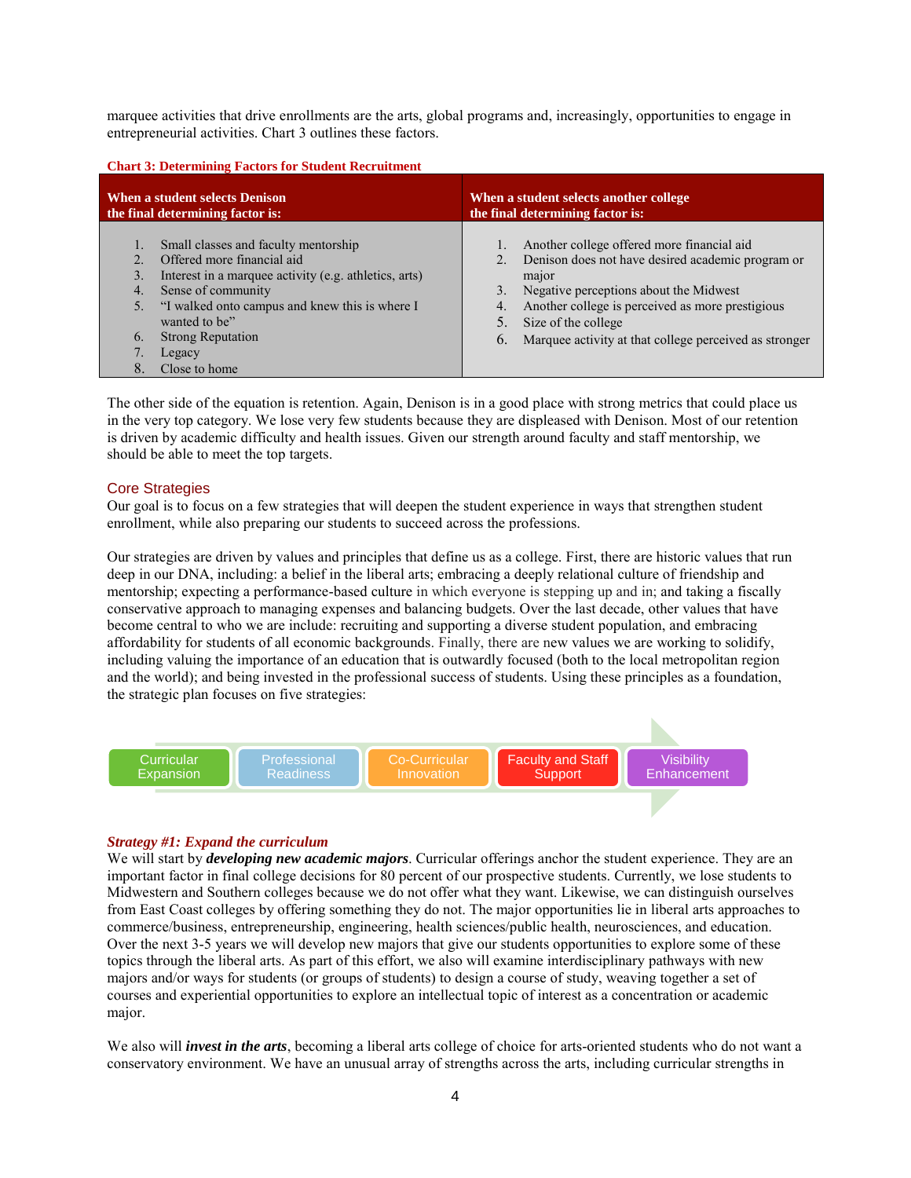marquee activities that drive enrollments are the arts, global programs and, increasingly, opportunities to engage in entrepreneurial activities. Chart 3 outlines these factors.

**Chart 3: Determining Factors for Student Recruitment**

| When a student selects Denison the final determining factor is: | When a student selects another college the final determining factor is: |
|---|---|
| 1. Small classes and faculty mentorship<br>2. Offered more financial aid<br>3. Interest in a marquee activity (e.g. athletics, arts)<br>4. Sense of community<br>5. "I walked onto campus and knew this is where I wanted to be"<br>6. Strong Reputation<br>7. Legacy<br>8. Close to home | 1. Another college offered more financial aid<br>2. Denison does not have desired academic program or major<br>3. Negative perceptions about the Midwest<br>4. Another college is perceived as more prestigious<br>5. Size of the college<br>6. Marquee activity at that college perceived as stronger |

The other side of the equation is retention. Again, Denison is in a good place with strong metrics that could place us in the very top category. We lose very few students because they are displeased with Denison. Most of our retention is driven by academic difficulty and health issues. Given our strength around faculty and staff mentorship, we should be able to meet the top targets.

## Core Strategies

Our goal is to focus on a few strategies that will deepen the student experience in ways that strengthen student enrollment, while also preparing our students to succeed across the professions.

Our strategies are driven by values and principles that define us as a college. First, there are historic values that run deep in our DNA, including: a belief in the liberal arts; embracing a deeply relational culture of friendship and mentorship; expecting a performance-based culture in which everyone is stepping up and in; and taking a fiscally conservative approach to managing expenses and balancing budgets. Over the last decade, other values that have become central to who we are include: recruiting and supporting a diverse student population, and embracing affordability for students of all economic backgrounds. Finally, there are new values we are working to solidify, including valuing the importance of an education that is outwardly focused (both to the local metropolitan region and the world); and being invested in the professional success of students. Using these principles as a foundation, the strategic plan focuses on five strategies:

Curricular Expansion → Professional Readiness → Co-Curricular Innovation → Faculty and Staff Support → Visibility Enhancement

### *Strategy #1: Expand the curriculum*

We will start by ***developing new academic majors***. Curricular offerings anchor the student experience. They are an important factor in final college decisions for 80 percent of our prospective students. Currently, we lose students to Midwestern and Southern colleges because we do not offer what they want. Likewise, we can distinguish ourselves from East Coast colleges by offering something they do not. The major opportunities lie in liberal arts approaches to commerce/business, entrepreneurship, engineering, health sciences/public health, neurosciences, and education. Over the next 3-5 years we will develop new majors that give our students opportunities to explore some of these topics through the liberal arts. As part of this effort, we also will examine interdisciplinary pathways with new majors and/or ways for students (or groups of students) to design a course of study, weaving together a set of courses and experiential opportunities to explore an intellectual topic of interest as a concentration or academic major.

We also will ***invest in the arts***, becoming a liberal arts college of choice for arts-oriented students who do not want a conservatory environment. We have an unusual array of strengths across the arts, including curricular strengths in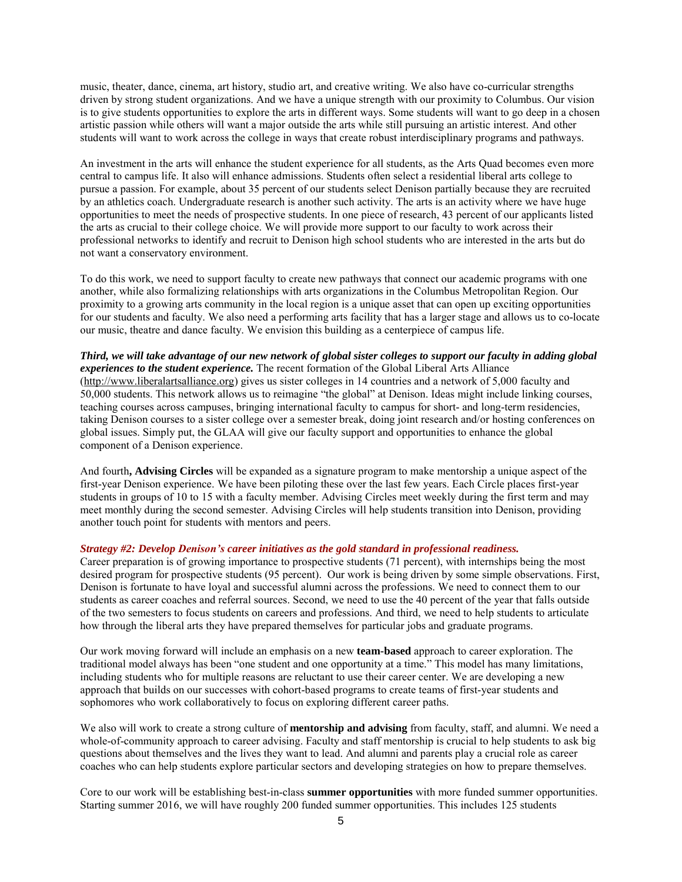music, theater, dance, cinema, art history, studio art, and creative writing. We also have co-curricular strengths driven by strong student organizations. And we have a unique strength with our proximity to Columbus. Our vision is to give students opportunities to explore the arts in different ways. Some students will want to go deep in a chosen artistic passion while others will want a major outside the arts while still pursuing an artistic interest. And other students will want to work across the college in ways that create robust interdisciplinary programs and pathways.

An investment in the arts will enhance the student experience for all students, as the Arts Quad becomes even more central to campus life. It also will enhance admissions. Students often select a residential liberal arts college to pursue a passion. For example, about 35 percent of our students select Denison partially because they are recruited by an athletics coach. Undergraduate research is another such activity. The arts is an activity where we have huge opportunities to meet the needs of prospective students. In one piece of research, 43 percent of our applicants listed the arts as crucial to their college choice. We will provide more support to our faculty to work across their professional networks to identify and recruit to Denison high school students who are interested in the arts but do not want a conservatory environment.

To do this work, we need to support faculty to create new pathways that connect our academic programs with one another, while also formalizing relationships with arts organizations in the Columbus Metropolitan Region. Our proximity to a growing arts community in the local region is a unique asset that can open up exciting opportunities for our students and faculty. We also need a performing arts facility that has a larger stage and allows us to co-locate our music, theatre and dance faculty. We envision this building as a centerpiece of campus life.

***Third, we will take advantage of our new network of global sister colleges to support our faculty in adding global experiences to the student experience.*** The recent formation of the Global Liberal Arts Alliance (http://www.liberalartsalliance.org) gives us sister colleges in 14 countries and a network of 5,000 faculty and 50,000 students. This network allows us to reimagine "the global" at Denison. Ideas might include linking courses, teaching courses across campuses, bringing international faculty to campus for short- and long-term residencies, taking Denison courses to a sister college over a semester break, doing joint research and/or hosting conferences on global issues. Simply put, the GLAA will give our faculty support and opportunities to enhance the global component of a Denison experience.

And fourth**, Advising Circles** will be expanded as a signature program to make mentorship a unique aspect of the first-year Denison experience. We have been piloting these over the last few years. Each Circle places first-year students in groups of 10 to 15 with a faculty member. Advising Circles meet weekly during the first term and may meet monthly during the second semester. Advising Circles will help students transition into Denison, providing another touch point for students with mentors and peers.

***Strategy #2: Develop Denison's career initiatives as the gold standard in professional readiness.***

Career preparation is of growing importance to prospective students (71 percent), with internships being the most desired program for prospective students (95 percent). Our work is being driven by some simple observations. First, Denison is fortunate to have loyal and successful alumni across the professions. We need to connect them to our students as career coaches and referral sources. Second, we need to use the 40 percent of the year that falls outside of the two semesters to focus students on careers and professions. And third, we need to help students to articulate how through the liberal arts they have prepared themselves for particular jobs and graduate programs.

Our work moving forward will include an emphasis on a new **team-based** approach to career exploration. The traditional model always has been "one student and one opportunity at a time." This model has many limitations, including students who for multiple reasons are reluctant to use their career center. We are developing a new approach that builds on our successes with cohort-based programs to create teams of first-year students and sophomores who work collaboratively to focus on exploring different career paths.

We also will work to create a strong culture of **mentorship and advising** from faculty, staff, and alumni. We need a whole-of-community approach to career advising. Faculty and staff mentorship is crucial to help students to ask big questions about themselves and the lives they want to lead. And alumni and parents play a crucial role as career coaches who can help students explore particular sectors and developing strategies on how to prepare themselves.

Core to our work will be establishing best-in-class **summer opportunities** with more funded summer opportunities. Starting summer 2016, we will have roughly 200 funded summer opportunities. This includes 125 students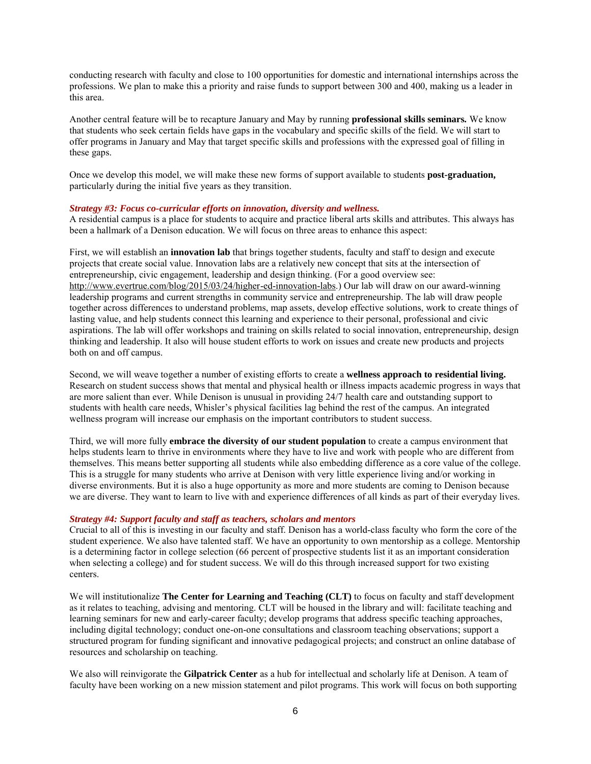conducting research with faculty and close to 100 opportunities for domestic and international internships across the professions. We plan to make this a priority and raise funds to support between 300 and 400, making us a leader in this area.

Another central feature will be to recapture January and May by running **professional skills seminars.** We know that students who seek certain fields have gaps in the vocabulary and specific skills of the field. We will start to offer programs in January and May that target specific skills and professions with the expressed goal of filling in these gaps.

Once we develop this model, we will make these new forms of support available to students **post-graduation,** particularly during the initial five years as they transition.

***Strategy #3: Focus co-curricular efforts on innovation, diversity and wellness.***

A residential campus is a place for students to acquire and practice liberal arts skills and attributes. This always has been a hallmark of a Denison education. We will focus on three areas to enhance this aspect:

First, we will establish an **innovation lab** that brings together students, faculty and staff to design and execute projects that create social value. Innovation labs are a relatively new concept that sits at the intersection of entrepreneurship, civic engagement, leadership and design thinking. (For a good overview see: http://www.evertrue.com/blog/2015/03/24/higher-ed-innovation-labs.) Our lab will draw on our award-winning leadership programs and current strengths in community service and entrepreneurship. The lab will draw people together across differences to understand problems, map assets, develop effective solutions, work to create things of lasting value, and help students connect this learning and experience to their personal, professional and civic aspirations. The lab will offer workshops and training on skills related to social innovation, entrepreneurship, design thinking and leadership. It also will house student efforts to work on issues and create new products and projects both on and off campus.

Second, we will weave together a number of existing efforts to create a **wellness approach to residential living.** Research on student success shows that mental and physical health or illness impacts academic progress in ways that are more salient than ever. While Denison is unusual in providing 24/7 health care and outstanding support to students with health care needs, Whisler's physical facilities lag behind the rest of the campus. An integrated wellness program will increase our emphasis on the important contributors to student success.

Third, we will more fully **embrace the diversity of our student population** to create a campus environment that helps students learn to thrive in environments where they have to live and work with people who are different from themselves. This means better supporting all students while also embedding difference as a core value of the college. This is a struggle for many students who arrive at Denison with very little experience living and/or working in diverse environments. But it is also a huge opportunity as more and more students are coming to Denison because we are diverse. They want to learn to live with and experience differences of all kinds as part of their everyday lives.

***Strategy #4: Support faculty and staff as teachers, scholars and mentors***

Crucial to all of this is investing in our faculty and staff. Denison has a world-class faculty who form the core of the student experience. We also have talented staff. We have an opportunity to own mentorship as a college. Mentorship is a determining factor in college selection (66 percent of prospective students list it as an important consideration when selecting a college) and for student success. We will do this through increased support for two existing centers.

We will institutionalize **The Center for Learning and Teaching (CLT)** to focus on faculty and staff development as it relates to teaching, advising and mentoring. CLT will be housed in the library and will: facilitate teaching and learning seminars for new and early-career faculty; develop programs that address specific teaching approaches, including digital technology; conduct one-on-one consultations and classroom teaching observations; support a structured program for funding significant and innovative pedagogical projects; and construct an online database of resources and scholarship on teaching.

We also will reinvigorate the **Gilpatrick Center** as a hub for intellectual and scholarly life at Denison. A team of faculty have been working on a new mission statement and pilot programs. This work will focus on both supporting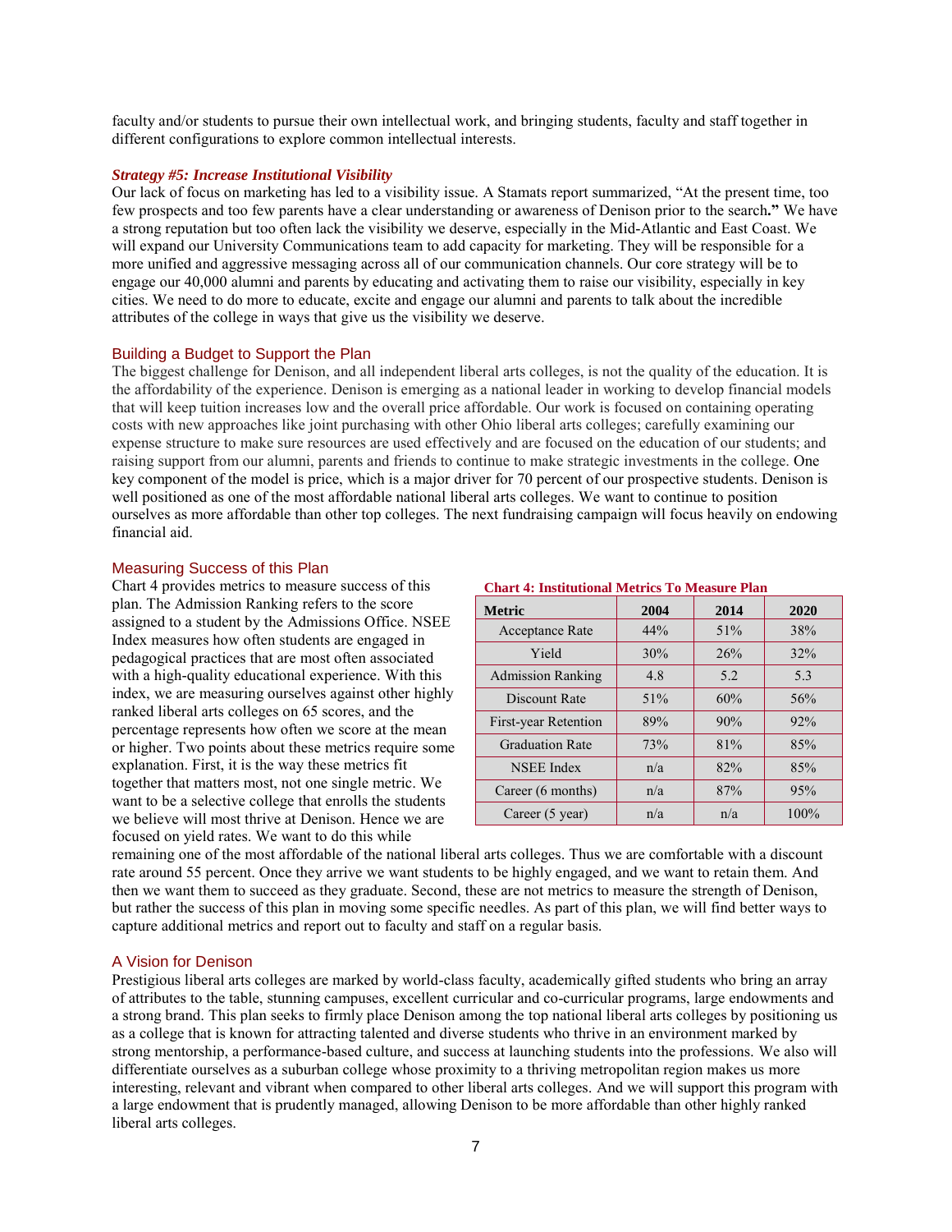faculty and/or students to pursue their own intellectual work, and bringing students, faculty and staff together in different configurations to explore common intellectual interests.

***Strategy #5: Increase Institutional Visibility***

Our lack of focus on marketing has led to a visibility issue. A Stamats report summarized, "At the present time, too few prospects and too few parents have a clear understanding or awareness of Denison prior to the search**."** We have a strong reputation but too often lack the visibility we deserve, especially in the Mid-Atlantic and East Coast. We will expand our University Communications team to add capacity for marketing. They will be responsible for a more unified and aggressive messaging across all of our communication channels. Our core strategy will be to engage our 40,000 alumni and parents by educating and activating them to raise our visibility, especially in key cities. We need to do more to educate, excite and engage our alumni and parents to talk about the incredible attributes of the college in ways that give us the visibility we deserve.

## Building a Budget to Support the Plan

The biggest challenge for Denison, and all independent liberal arts colleges, is not the quality of the education. It is the affordability of the experience. Denison is emerging as a national leader in working to develop financial models that will keep tuition increases low and the overall price affordable. Our work is focused on containing operating costs with new approaches like joint purchasing with other Ohio liberal arts colleges; carefully examining our expense structure to make sure resources are used effectively and are focused on the education of our students; and raising support from our alumni, parents and friends to continue to make strategic investments in the college. One key component of the model is price, which is a major driver for 70 percent of our prospective students. Denison is well positioned as one of the most affordable national liberal arts colleges. We want to continue to position ourselves as more affordable than other top colleges. The next fundraising campaign will focus heavily on endowing financial aid.

## Measuring Success of this Plan

Chart 4 provides metrics to measure success of this plan. The Admission Ranking refers to the score assigned to a student by the Admissions Office. NSEE Index measures how often students are engaged in pedagogical practices that are most often associated with a high-quality educational experience. With this index, we are measuring ourselves against other highly ranked liberal arts colleges on 65 scores, and the percentage represents how often we score at the mean or higher. Two points about these metrics require some explanation. First, it is the way these metrics fit together that matters most, not one single metric. We want to be a selective college that enrolls the students we believe will most thrive at Denison. Hence we are focused on yield rates. We want to do this while remaining one of the most affordable of the national liberal arts colleges. Thus we are comfortable with a discount rate around 55 percent. Once they arrive we want students to be highly engaged, and we want to retain them. And then we want them to succeed as they graduate. Second, these are not metrics to measure the strength of Denison, but rather the success of this plan in moving some specific needles. As part of this plan, we will find better ways to capture additional metrics and report out to faculty and staff on a regular basis.

**Chart 4: Institutional Metrics To Measure Plan**

| Metric | 2004 | 2014 | 2020 |
|---|---|---|---|
| Acceptance Rate | 44% | 51% | 38% |
| Yield | 30% | 26% | 32% |
| Admission Ranking | 4.8 | 5.2 | 5.3 |
| Discount Rate | 51% | 60% | 56% |
| First-year Retention | 89% | 90% | 92% |
| Graduation Rate | 73% | 81% | 85% |
| NSEE Index | n/a | 82% | 85% |
| Career (6 months) | n/a | 87% | 95% |
| Career (5 year) | n/a | n/a | 100% |

## A Vision for Denison

Prestigious liberal arts colleges are marked by world-class faculty, academically gifted students who bring an array of attributes to the table, stunning campuses, excellent curricular and co-curricular programs, large endowments and a strong brand. This plan seeks to firmly place Denison among the top national liberal arts colleges by positioning us as a college that is known for attracting talented and diverse students who thrive in an environment marked by strong mentorship, a performance-based culture, and success at launching students into the professions. We also will differentiate ourselves as a suburban college whose proximity to a thriving metropolitan region makes us more interesting, relevant and vibrant when compared to other liberal arts colleges. And we will support this program with a large endowment that is prudently managed, allowing Denison to be more affordable than other highly ranked liberal arts colleges.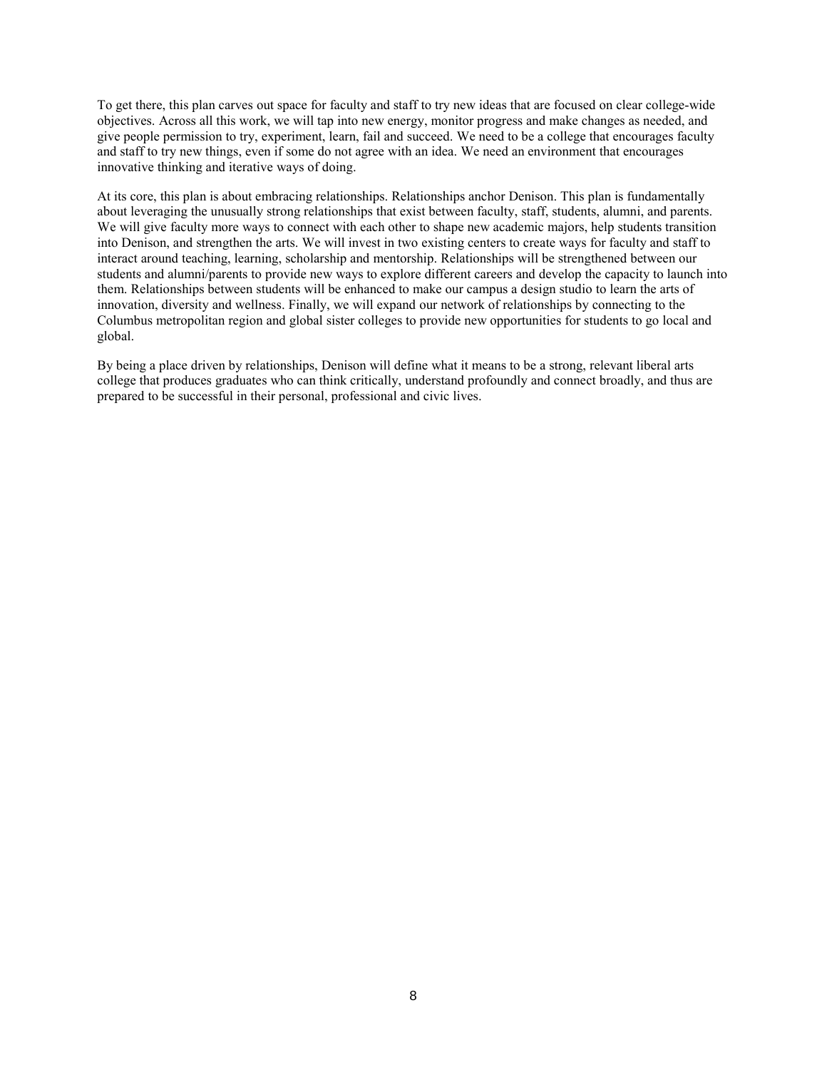To get there, this plan carves out space for faculty and staff to try new ideas that are focused on clear college-wide objectives. Across all this work, we will tap into new energy, monitor progress and make changes as needed, and give people permission to try, experiment, learn, fail and succeed. We need to be a college that encourages faculty and staff to try new things, even if some do not agree with an idea. We need an environment that encourages innovative thinking and iterative ways of doing.

At its core, this plan is about embracing relationships. Relationships anchor Denison. This plan is fundamentally about leveraging the unusually strong relationships that exist between faculty, staff, students, alumni, and parents. We will give faculty more ways to connect with each other to shape new academic majors, help students transition into Denison, and strengthen the arts. We will invest in two existing centers to create ways for faculty and staff to interact around teaching, learning, scholarship and mentorship. Relationships will be strengthened between our students and alumni/parents to provide new ways to explore different careers and develop the capacity to launch into them. Relationships between students will be enhanced to make our campus a design studio to learn the arts of innovation, diversity and wellness. Finally, we will expand our network of relationships by connecting to the Columbus metropolitan region and global sister colleges to provide new opportunities for students to go local and global.

By being a place driven by relationships, Denison will define what it means to be a strong, relevant liberal arts college that produces graduates who can think critically, understand profoundly and connect broadly, and thus are prepared to be successful in their personal, professional and civic lives.